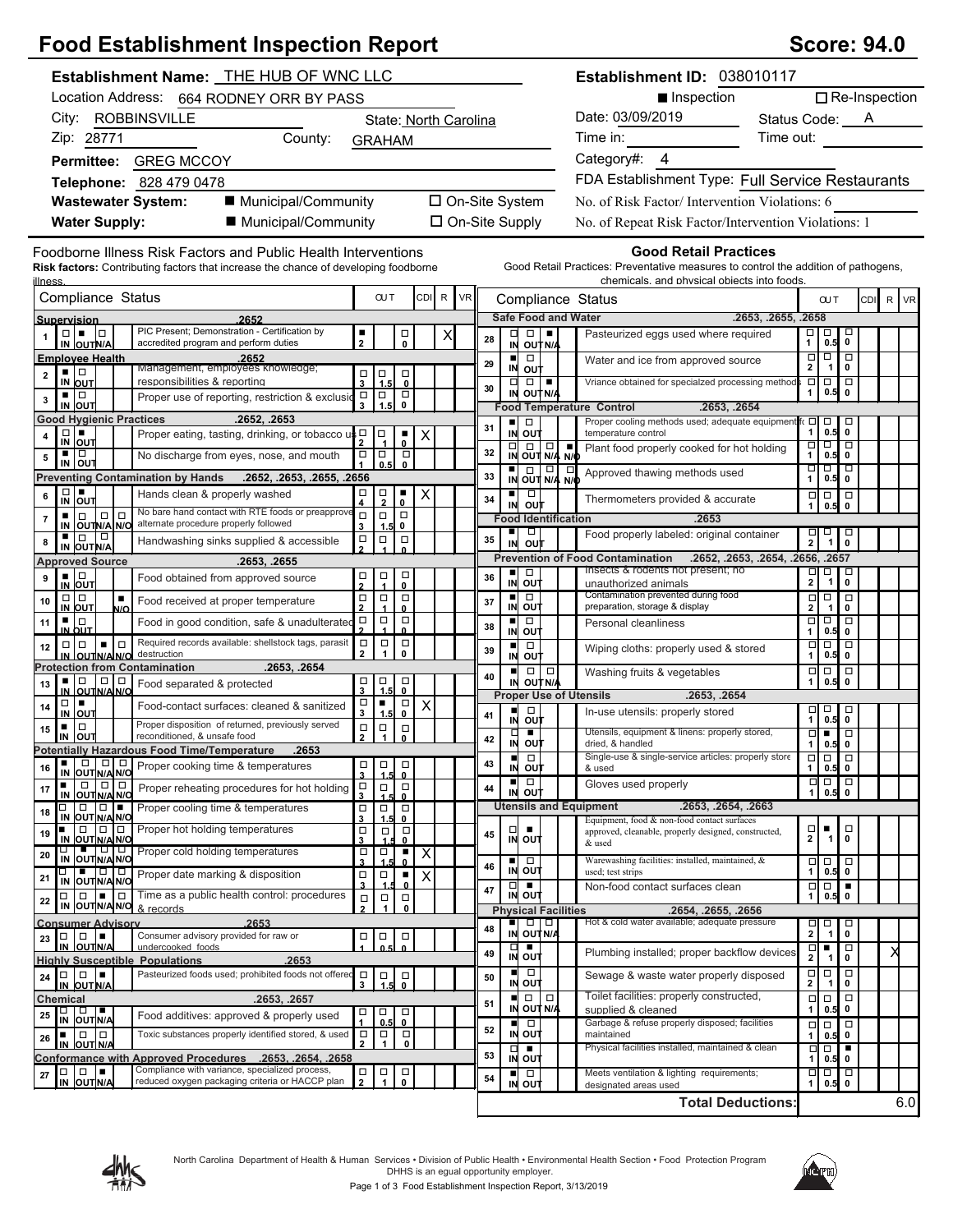# Food Establishment Inspection Report

**Score: 94.0**

**Establishment Name:** THE HUB OF WNC LLC

Location Address: 664 RODNEY ORR BY PASS

City: ROBBINSVILLE State: North Carolina

Zip: 28771 County: GRAHAM

**Permittee:** GREG MCCOY

**Telephone:** 828 479 0478

**Wastewater System:** ■ Municipal/Community ☐ On-Site System

**Water Supply:** ■ Municipal/Community ☐ On-Site Supply

**Establishment ID:** 038010117

■ Inspection ☐ Re-Inspection

Date: 03/09/2019 Status Code: A

Time in: Time out:

Category#: 4

FDA Establishment Type: Full Service Restaurants

No. of Risk Factor/ Intervention Violations: 6

No. of Repeat Risk Factor/Intervention Violations: 1

## Foodborne Illness Risk Factors and Public Health Interventions

**Risk factors:** Contributing factors that increase the chance of developing foodborne illness.

| # | Compliance Status | Marked | OUT | CDI | R | VR |
|---|---|---|---|---|---|---|
| **Supervision** | **.2652** | | | | | |
| 1 | PIC Present; Demonstration - Certification by accredited program and perform duties | OUT | 2 | | | X |
| **Employee Health** | **.2652** | | | | | |
| 2 | Management, employees knowledge; responsibilities & reporting | IN | | | | |
| 3 | Proper use of reporting, restriction & exclusion | IN | | | | |
| **Good Hygienic Practices** | **.2652, .2653** | | | | | |
| 4 | Proper eating, tasting, drinking, or tobacco use | OUT | 0 | | X | |
| 5 | No discharge from eyes, nose, and mouth | IN | | | | |
| **Preventing Contamination by Hands** | **.2652, .2653, .2655, .2656** | | | | | |
| 6 | Hands clean & properly washed | OUT | 0 | | X | |
| 7 | No bare hand contact with RTE foods or preapproved alternate procedure properly followed | IN | | | | |
| 8 | Handwashing sinks supplied & accessible | IN | | | | |
| **Approved Source** | **.2653, .2655** | | | | | |
| 9 | Food obtained from approved source | IN | | | | |
| 10 | Food received at proper temperature | N/O | | | | |
| 11 | Food in good condition, safe & unadulterated | IN | | | | |
| 12 | Required records available: shellstock tags, parasite destruction | N/A | | | | |
| **Protection from Contamination** | **.2653, .2654** | | | | | |
| 13 | Food separated & protected | IN | | | | |
| 14 | Food-contact surfaces: cleaned & sanitized | OUT | 1.5 | | X | |
| 15 | Proper disposition of returned, previously served reconditioned, & unsafe food | IN | | | | |
| **Potentially Hazardous Food Time/Temperature** | **.2653** | | | | | |
| 16 | Proper cooking time & temperatures | IN | | | | |
| 17 | Proper reheating procedures for hot holding | IN | | | | |
| 18 | Proper cooling time & temperatures | N/O | | | | |
| 19 | Proper hot holding temperatures | IN | | | | |
| 20 | Proper cold holding temperatures | OUT | 0 | | X | |
| 21 | Proper date marking & disposition | OUT | 0 | | X | |
| 22 | Time as a public health control: procedures & records | N/A | | | | |
| **Consumer Advisory** | **.2653** | | | | | |
| 23 | Consumer advisory provided for raw or undercooked foods | N/A | | | | |
| **Highly Susceptible Populations** | **.2653** | | | | | |
| 24 | Pasteurized foods used; prohibited foods not offered | N/A | | | | |
| **Chemical** | **.2653, .2657** | | | | | |
| 25 | Food additives: approved & properly used | N/A | | | | |
| 26 | Toxic substances properly identified stored, & used | IN | | | | |
| **Conformance with Approved Procedures** | **.2653, .2654, .2658** | | | | | |
| 27 | Compliance with variance, specialized process, reduced oxygen packaging criteria or HACCP plan | N/A | | | | |

## Good Retail Practices

Good Retail Practices: Preventative measures to control the addition of pathogens, chemicals, and physical objects into foods.

| # | Compliance Status | Marked | OUT | CDI | R | VR |
|---|---|---|---|---|---|---|
| **Safe Food and Water** | **.2653, .2655, .2658** | | | | | |
| 28 | Pasteurized eggs used where required | N/A | | | | |
| 29 | Water and ice from approved source | IN | | | | |
| 30 | Vriance obtained for specialzed processing methods | N/A | | | | |
| **Food Temperature Control** | **.2653, .2654** | | | | | |
| 31 | Proper cooling methods used; adequate equipment for temperature control | IN | | | | |
| 32 | Plant food properly cooked for hot holding | N/O | | | | |
| 33 | Approved thawing methods used | IN | | | | |
| 34 | Thermometers provided & accurate | IN | | | | |
| **Food Identification** | **.2653** | | | | | |
| 35 | Food properly labeled: original container | IN | | | | |
| **Prevention of Food Contamination** | **.2652, .2653, .2654, .2656, .2657** | | | | | |
| 36 | Insects & rodents not present; no unauthorized animals | IN | | | | |
| 37 | Contamination prevented during food preparation, storage & display | IN | | | | |
| 38 | Personal cleanliness | IN | | | | |
| 39 | Wiping cloths: properly used & stored | IN | | | | |
| 40 | Washing fruits & vegetables | IN | | | | |
| **Proper Use of Utensils** | **.2653, .2654** | | | | | |
| 41 | In-use utensils: properly stored | IN | | | | |
| 42 | Utensils, equipment & linens: properly stored, dried, & handled | OUT | 0.5 | | | |
| 43 | Single-use & single-service articles: properly stored & used | IN | | | | |
| 44 | Gloves used properly | IN | | | | |
| **Utensils and Equipment** | **.2653, .2654, .2663** | | | | | |
| 45 | Equipment, food & non-food contact surfaces approved, cleanable, properly designed, constructed, & used | OUT | 1 | | | |
| 46 | Warewashing facilities: installed, maintained, & used; test strips | IN | | | | |
| 47 | Non-food contact surfaces clean | OUT | 0 | | | |
| **Physical Facilities** | **.2654, .2655, .2656** | | | | | |
| 48 | Hot & cold water available; adequate pressure | IN | | | | |
| 49 | Plumbing installed; proper backflow devices | OUT | 1 | | | X |
| 50 | Sewage & waste water properly disposed | IN | | | | |
| 51 | Toilet facilities: properly constructed, supplied & cleaned | IN | | | | |
| 52 | Garbage & refuse properly disposed; facilities maintained | IN | | | | |
| 53 | Physical facilities installed, maintained & clean | OUT | 0 | | | |
| 54 | Meets ventilation & lighting requirements; designated areas used | IN | | | | |
| | **Total Deductions:** | | 6.0 | | | |

North Carolina Department of Health & Human Services • Division of Public Health • Environmental Health Section • Food Protection Program
DHHS is an equal opportunity employer.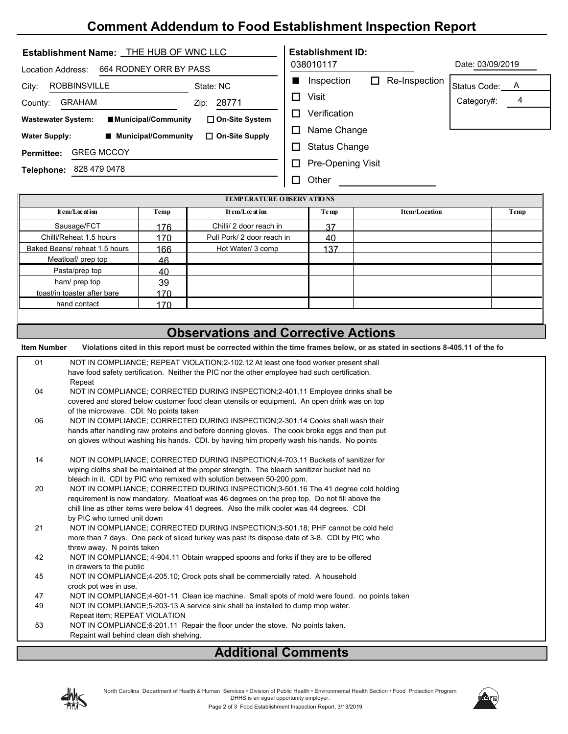# Comment Addendum to Food Establishment Inspection Report

**Establishment Name:** THE HUB OF WNC LLC

Location Address: 664 RODNEY ORR BY PASS

City: ROBBINSVILLE State: NC

County: GRAHAM Zip: 28771

**Wastewater System:** ■ Municipal/Community ☐ On-Site System

**Water Supply:** ■ Municipal/Community ☐ On-Site Supply

**Permittee:** GREG MCCOY

**Telephone:** 828 479 0478

**Establishment ID:** 038010117

Date: 03/09/2019

■ Inspection ☐ Re-Inspection

☐ Visit

☐ Verification

☐ Name Change

☐ Status Change

☐ Pre-Opening Visit

☐ Other

Status Code: A

Category#: 4

| TEMPERATURE OBSERVATIONS | | | | | |
|---|---|---|---|---|---|
| Item/Location | Temp | Item/Location | Temp | Item/Location | Temp |
| Sausage/FCT | 176 | Chilli/ 2 door reach in | 37 | | |
| Chilli/Reheat 1.5 hours | 170 | Pull Pork/ 2 door reach in | 40 | | |
| Baked Beans/ reheat 1.5 hours | 166 | Hot Water/ 3 comp | 137 | | |
| Meatloaf/ prep top | 46 | | | | |
| Pasta/prep top | 40 | | | | |
| ham/ prep top | 39 | | | | |
| toast/in toaster after bare | 170 | | | | |
| hand contact | 170 | | | | |

## Observations and Corrective Actions

**Item Number** **Violations cited in this report must be corrected within the time frames below, or as stated in sections 8-405.11 of the fo**

01 NOT IN COMPLIANCE; REPEAT VIOLATION;2-102.12 At least one food worker present shall have food safety certification. Neither the PIC nor the other employee had such certification. Repeat

04 NOT IN COMPLIANCE; CORRECTED DURING INSPECTION;2-401.11 Employee drinks shall be covered and stored below customer food clean utensils or equipment. An open drink was on top of the microwave. CDI. No points taken

06 NOT IN COMPLIANCE; CORRECTED DURING INSPECTION;2-301.14 Cooks shall wash their hands after handling raw proteins and before donning gloves. The cook broke eggs and then put on gloves without washing his hands. CDI. by having him properly wash his hands. No points

14 NOT IN COMPLIANCE; CORRECTED DURING INSPECTION;4-703.11 Buckets of sanitizer for wiping cloths shall be maintained at the proper strength. The bleach sanitizer bucket had no bleach in it. CDI by PIC who remixed with solution between 50-200 ppm.

20 NOT IN COMPLIANCE; CORRECTED DURING INSPECTION;3-501.16 The 41 degree cold holding requirement is now mandatory. Meatloaf was 46 degrees on the prep top. Do not fill above the chill line as other items were below 41 degrees. Also the milk cooler was 44 degrees. CDI by PIC who turned unit down

21 NOT IN COMPLIANCE; CORRECTED DURING INSPECTION;3-501.18; PHF cannot be cold held more than 7 days. One pack of sliced turkey was past its dispose date of 3-8. CDI by PIC who threw away. N points taken

42 NOT IN COMPLIANCE; 4-904.11 Obtain wrapped spoons and forks if they are to be offered in drawers to the public

45 NOT IN COMPLIANCE;4-205.10; Crock pots shall be commercially rated. A household crock pot was in use.

47 NOT IN COMPLIANCE;4-601-11 Clean ice machine. Small spots of mold were found. no points taken

49 NOT IN COMPLIANCE;5-203-13 A service sink shall be installed to dump mop water. Repeat item; REPEAT VIOLATION

53 NOT IN COMPLIANCE;6-201.11 Repair the floor under the stove. No points taken. Repaint wall behind clean dish shelving.

## Additional Comments

North Carolina Department of Health & Human Services • Division of Public Health • Environmental Health Section • Food Protection Program
DHHS is an equal opportunity employer.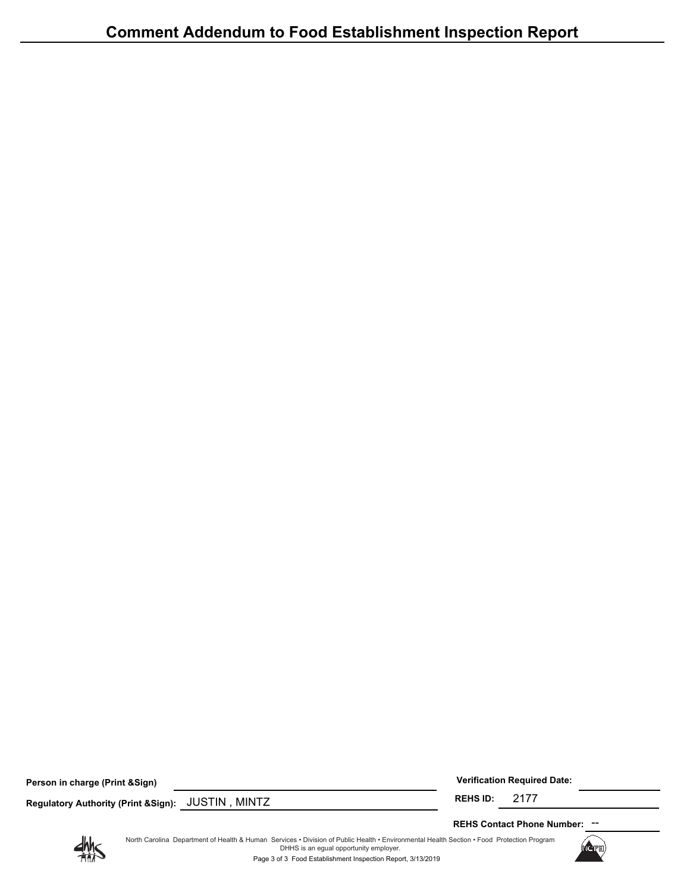# Comment Addendum to Food Establishment Inspection Report

**Person in charge (Print &Sign)**

**Regulatory Authority (Print &Sign):** JUSTIN , MINTZ

**Verification Required Date:**

**REHS ID:** 2177

**REHS Contact Phone Number:** --

North Carolina Department of Health & Human Services • Division of Public Health • Environmental Health Section • Food Protection Program
DHHS is an equal opportunity employer.

Food Establishment Inspection Report, 3/13/2019